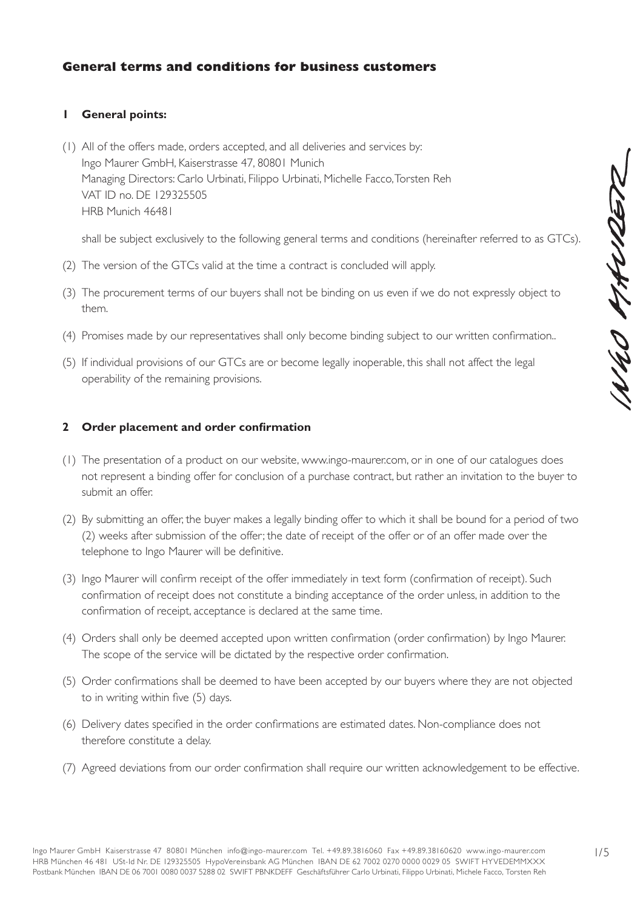## General terms and conditions for business customers

### 1 General points:

(1) All of the offers made, orders accepted, and all deliveries and services by:
Ingo Maurer GmbH, Kaiserstrasse 47, 80801 Munich
Managing Directors: Carlo Urbinati, Filippo Urbinati, Michelle Facco, Torsten Reh
VAT ID no. DE 129325505
HRB Munich 46481

shall be subject exclusively to the following general terms and conditions (hereinafter referred to as GTCs).

(2) The version of the GTCs valid at the time a contract is concluded will apply.

(3) The procurement terms of our buyers shall not be binding on us even if we do not expressly object to them.

(4) Promises made by our representatives shall only become binding subject to our written confirmation..

(5) If individual provisions of our GTCs are or become legally inoperable, this shall not affect the legal operability of the remaining provisions.

### 2 Order placement and order confirmation

(1) The presentation of a product on our website, www.ingo-maurer.com, or in one of our catalogues does not represent a binding offer for conclusion of a purchase contract, but rather an invitation to the buyer to submit an offer.

(2) By submitting an offer, the buyer makes a legally binding offer to which it shall be bound for a period of two (2) weeks after submission of the offer; the date of receipt of the offer or of an offer made over the telephone to Ingo Maurer will be definitive.

(3) Ingo Maurer will confirm receipt of the offer immediately in text form (confirmation of receipt). Such confirmation of receipt does not constitute a binding acceptance of the order unless, in addition to the confirmation of receipt, acceptance is declared at the same time.

(4) Orders shall only be deemed accepted upon written confirmation (order confirmation) by Ingo Maurer. The scope of the service will be dictated by the respective order confirmation.

(5) Order confirmations shall be deemed to have been accepted by our buyers where they are not objected to in writing within five (5) days.

(6) Delivery dates specified in the order confirmations are estimated dates. Non-compliance does not therefore constitute a delay.

(7) Agreed deviations from our order confirmation shall require our written acknowledgement to be effective.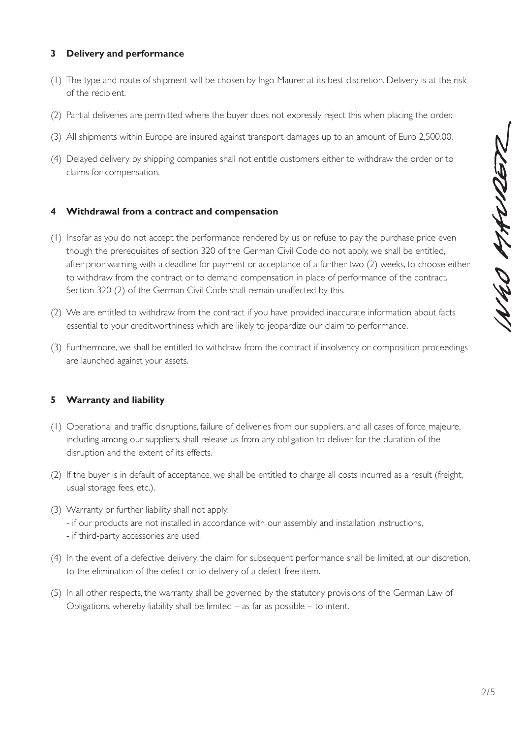## 3 Delivery and performance

(1) The type and route of shipment will be chosen by Ingo Maurer at its best discretion. Delivery is at the risk of the recipient.

(2) Partial deliveries are permitted where the buyer does not expressly reject this when placing the order.

(3) All shipments within Europe are insured against transport damages up to an amount of Euro 2,500.00.

(4) Delayed delivery by shipping companies shall not entitle customers either to withdraw the order or to claims for compensation.

## 4 Withdrawal from a contract and compensation

(1) Insofar as you do not accept the performance rendered by us or refuse to pay the purchase price even though the prerequisites of section 320 of the German Civil Code do not apply, we shall be entitled, after prior warning with a deadline for payment or acceptance of a further two (2) weeks, to choose either to withdraw from the contract or to demand compensation in place of performance of the contract. Section 320 (2) of the German Civil Code shall remain unaffected by this.

(2) We are entitled to withdraw from the contract if you have provided inaccurate information about facts essential to your creditworthiness which are likely to jeopardize our claim to performance.

(3) Furthermore, we shall be entitled to withdraw from the contract if insolvency or composition proceedings are launched against your assets.

## 5 Warranty and liability

(1) Operational and traffic disruptions, failure of deliveries from our suppliers, and all cases of force majeure, including among our suppliers, shall release us from any obligation to deliver for the duration of the disruption and the extent of its effects.

(2) If the buyer is in default of acceptance, we shall be entitled to charge all costs incurred as a result (freight, usual storage fees, etc.).

(3) Warranty or further liability shall not apply:
- if our products are not installed in accordance with our assembly and installation instructions,
- if third-party accessories are used.

(4) In the event of a defective delivery, the claim for subsequent performance shall be limited, at our discretion, to the elimination of the defect or to delivery of a defect-free item.

(5) In all other respects, the warranty shall be governed by the statutory provisions of the German Law of Obligations, whereby liability shall be limited – as far as possible – to intent.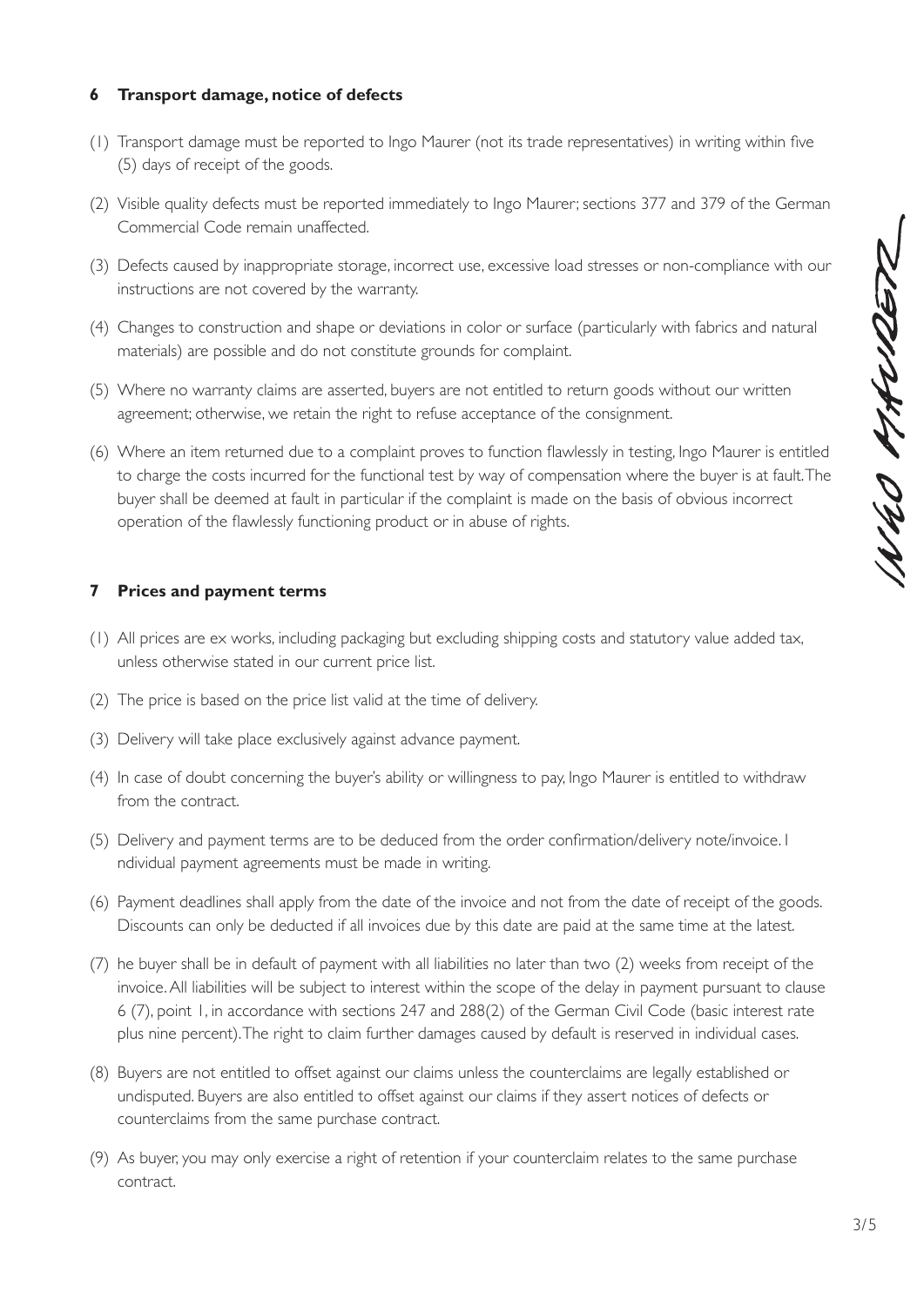## 6 Transport damage, notice of defects

(1) Transport damage must be reported to Ingo Maurer (not its trade representatives) in writing within five (5) days of receipt of the goods.

(2) Visible quality defects must be reported immediately to Ingo Maurer; sections 377 and 379 of the German Commercial Code remain unaffected.

(3) Defects caused by inappropriate storage, incorrect use, excessive load stresses or non-compliance with our instructions are not covered by the warranty.

(4) Changes to construction and shape or deviations in color or surface (particularly with fabrics and natural materials) are possible and do not constitute grounds for complaint.

(5) Where no warranty claims are asserted, buyers are not entitled to return goods without our written agreement; otherwise, we retain the right to refuse acceptance of the consignment.

(6) Where an item returned due to a complaint proves to function flawlessly in testing, Ingo Maurer is entitled to charge the costs incurred for the functional test by way of compensation where the buyer is at fault. The buyer shall be deemed at fault in particular if the complaint is made on the basis of obvious incorrect operation of the flawlessly functioning product or in abuse of rights.

## 7 Prices and payment terms

(1) All prices are ex works, including packaging but excluding shipping costs and statutory value added tax, unless otherwise stated in our current price list.

(2) The price is based on the price list valid at the time of delivery.

(3) Delivery will take place exclusively against advance payment.

(4) In case of doubt concerning the buyer's ability or willingness to pay, Ingo Maurer is entitled to withdraw from the contract.

(5) Delivery and payment terms are to be deduced from the order confirmation/delivery note/invoice. I ndividual payment agreements must be made in writing.

(6) Payment deadlines shall apply from the date of the invoice and not from the date of receipt of the goods. Discounts can only be deducted if all invoices due by this date are paid at the same time at the latest.

(7) he buyer shall be in default of payment with all liabilities no later than two (2) weeks from receipt of the invoice. All liabilities will be subject to interest within the scope of the delay in payment pursuant to clause 6 (7), point 1, in accordance with sections 247 and 288(2) of the German Civil Code (basic interest rate plus nine percent). The right to claim further damages caused by default is reserved in individual cases.

(8) Buyers are not entitled to offset against our claims unless the counterclaims are legally established or undisputed. Buyers are also entitled to offset against our claims if they assert notices of defects or counterclaims from the same purchase contract.

(9) As buyer, you may only exercise a right of retention if your counterclaim relates to the same purchase contract.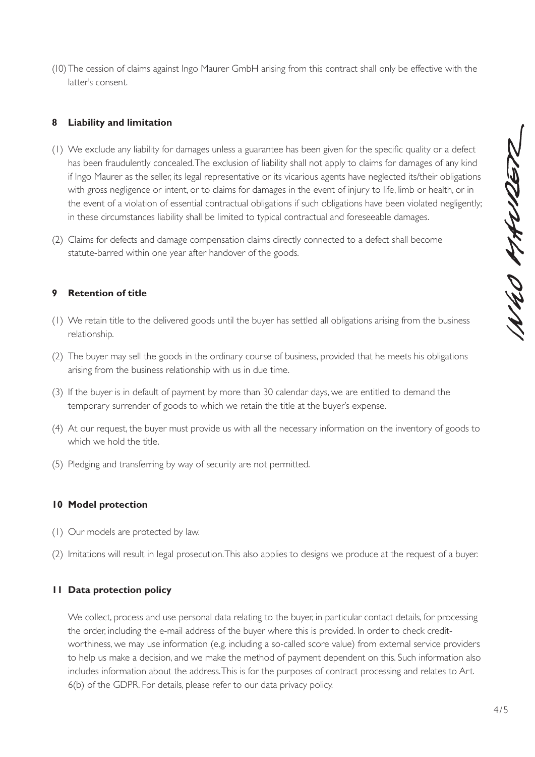(10) The cession of claims against Ingo Maurer GmbH arising from this contract shall only be effective with the latter's consent.

## 8 Liability and limitation

(1) We exclude any liability for damages unless a guarantee has been given for the specific quality or a defect has been fraudulently concealed. The exclusion of liability shall not apply to claims for damages of any kind if Ingo Maurer as the seller, its legal representative or its vicarious agents have neglected its/their obligations with gross negligence or intent, or to claims for damages in the event of injury to life, limb or health, or in the event of a violation of essential contractual obligations if such obligations have been violated negligently; in these circumstances liability shall be limited to typical contractual and foreseeable damages.

(2) Claims for defects and damage compensation claims directly connected to a defect shall become statute-barred within one year after handover of the goods.

## 9 Retention of title

(1) We retain title to the delivered goods until the buyer has settled all obligations arising from the business relationship.

(2) The buyer may sell the goods in the ordinary course of business, provided that he meets his obligations arising from the business relationship with us in due time.

(3) If the buyer is in default of payment by more than 30 calendar days, we are entitled to demand the temporary surrender of goods to which we retain the title at the buyer's expense.

(4) At our request, the buyer must provide us with all the necessary information on the inventory of goods to which we hold the title.

(5) Pledging and transferring by way of security are not permitted.

## 10 Model protection

(1) Our models are protected by law.

(2) Imitations will result in legal prosecution. This also applies to designs we produce at the request of a buyer.

## 11 Data protection policy

We collect, process and use personal data relating to the buyer, in particular contact details, for processing the order, including the e-mail address of the buyer where this is provided. In order to check credit-worthiness, we may use information (e.g. including a so-called score value) from external service providers to help us make a decision, and we make the method of payment dependent on this. Such information also includes information about the address. This is for the purposes of contract processing and relates to Art. 6(b) of the GDPR. For details, please refer to our data privacy policy.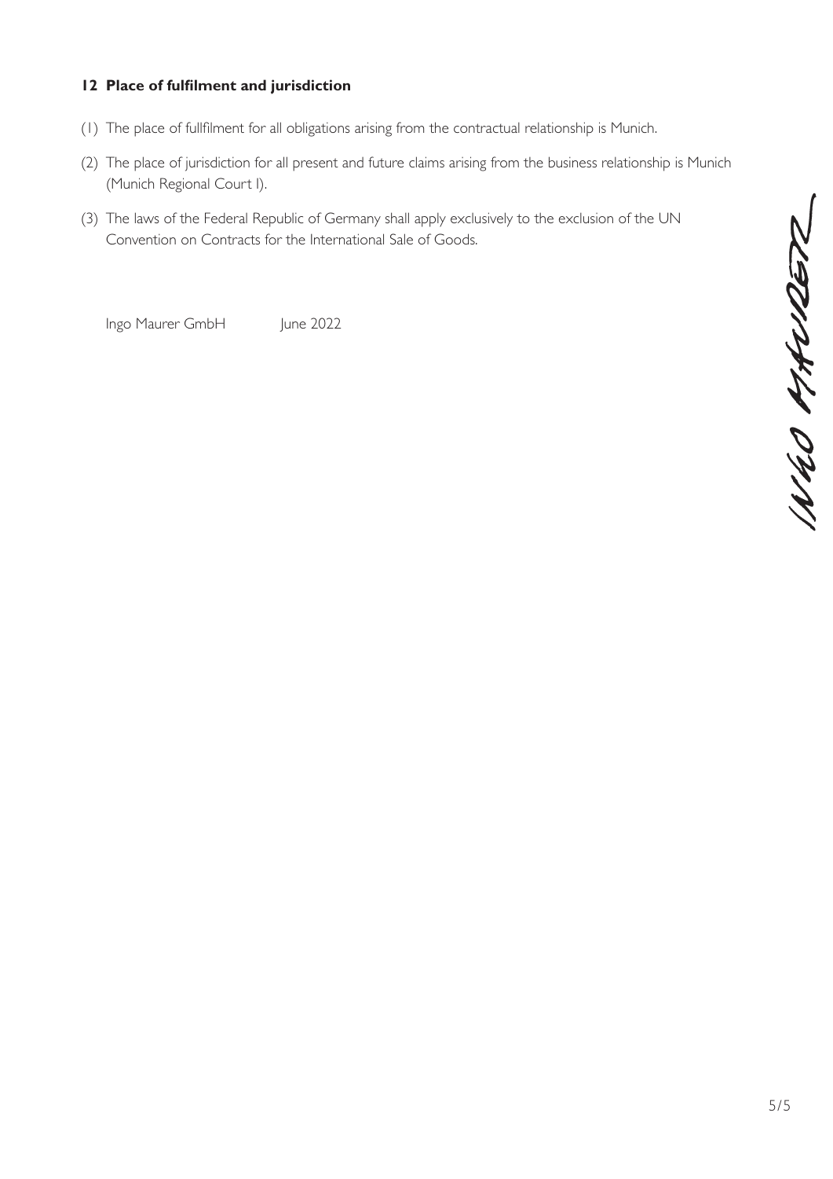## 12 Place of fulfilment and jurisdiction

(1) The place of fullfilment for all obligations arising from the contractual relationship is Munich.

(2) The place of jurisdiction for all present and future claims arising from the business relationship is Munich (Munich Regional Court I).

(3) The laws of the Federal Republic of Germany shall apply exclusively to the exclusion of the UN Convention on Contracts for the International Sale of Goods.

Ingo Maurer GmbH June 2022